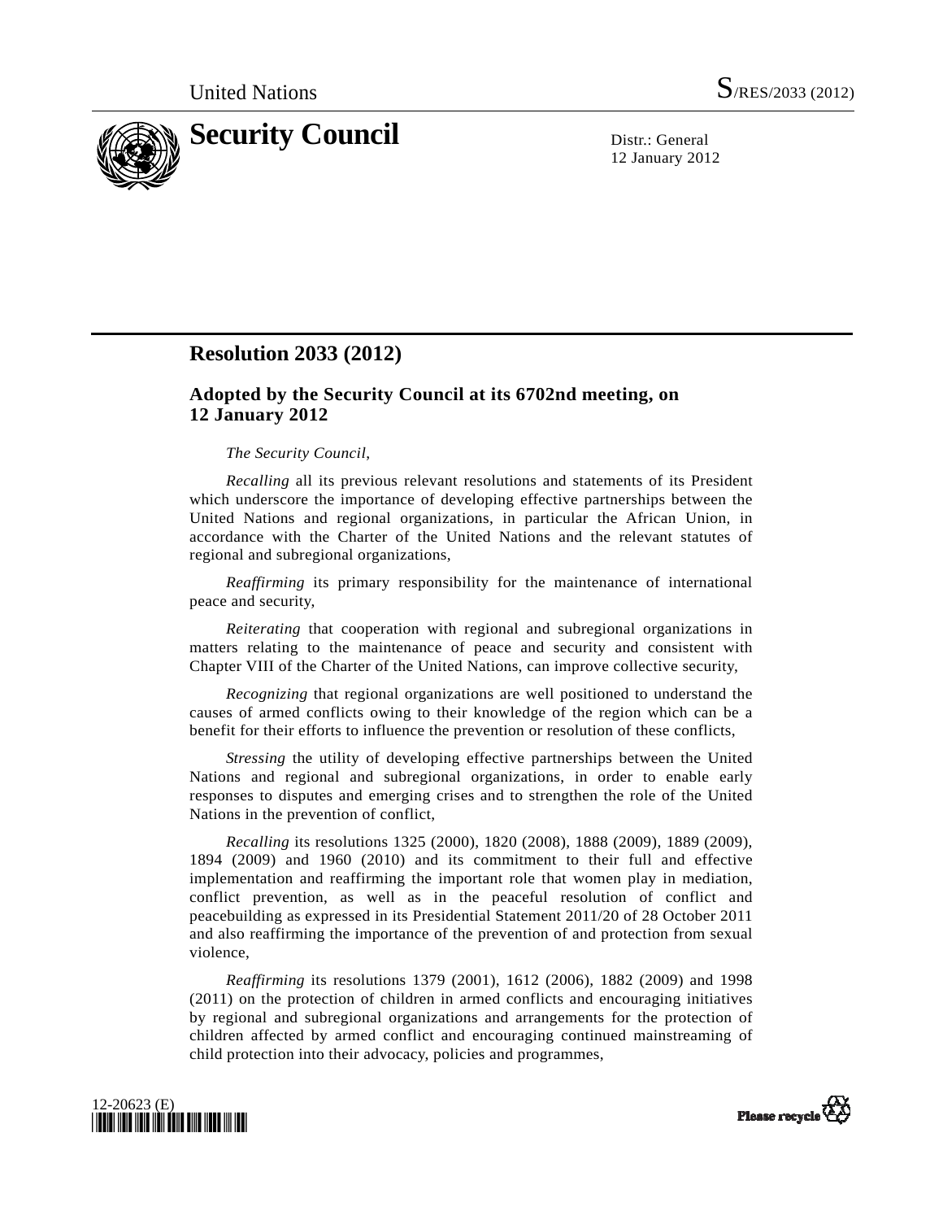United Nations S/RES/2033 (2012)

# Security Council

Distr.: General
12 January 2012

## Resolution 2033 (2012)

### Adopted by the Security Council at its 6702nd meeting, on 12 January 2012

*The Security Council*,

*Recalling* all its previous relevant resolutions and statements of its President which underscore the importance of developing effective partnerships between the United Nations and regional organizations, in particular the African Union, in accordance with the Charter of the United Nations and the relevant statutes of regional and subregional organizations,

*Reaffirming* its primary responsibility for the maintenance of international peace and security,

*Reiterating* that cooperation with regional and subregional organizations in matters relating to the maintenance of peace and security and consistent with Chapter VIII of the Charter of the United Nations, can improve collective security,

*Recognizing* that regional organizations are well positioned to understand the causes of armed conflicts owing to their knowledge of the region which can be a benefit for their efforts to influence the prevention or resolution of these conflicts,

*Stressing* the utility of developing effective partnerships between the United Nations and regional and subregional organizations, in order to enable early responses to disputes and emerging crises and to strengthen the role of the United Nations in the prevention of conflict,

*Recalling* its resolutions 1325 (2000), 1820 (2008), 1888 (2009), 1889 (2009), 1894 (2009) and 1960 (2010) and its commitment to their full and effective implementation and reaffirming the important role that women play in mediation, conflict prevention, as well as in the peaceful resolution of conflict and peacebuilding as expressed in its Presidential Statement 2011/20 of 28 October 2011 and also reaffirming the importance of the prevention of and protection from sexual violence,

*Reaffirming* its resolutions 1379 (2001), 1612 (2006), 1882 (2009) and 1998 (2011) on the protection of children in armed conflicts and encouraging initiatives by regional and subregional organizations and arrangements for the protection of children affected by armed conflict and encouraging continued mainstreaming of child protection into their advocacy, policies and programmes,

12-20623 (E)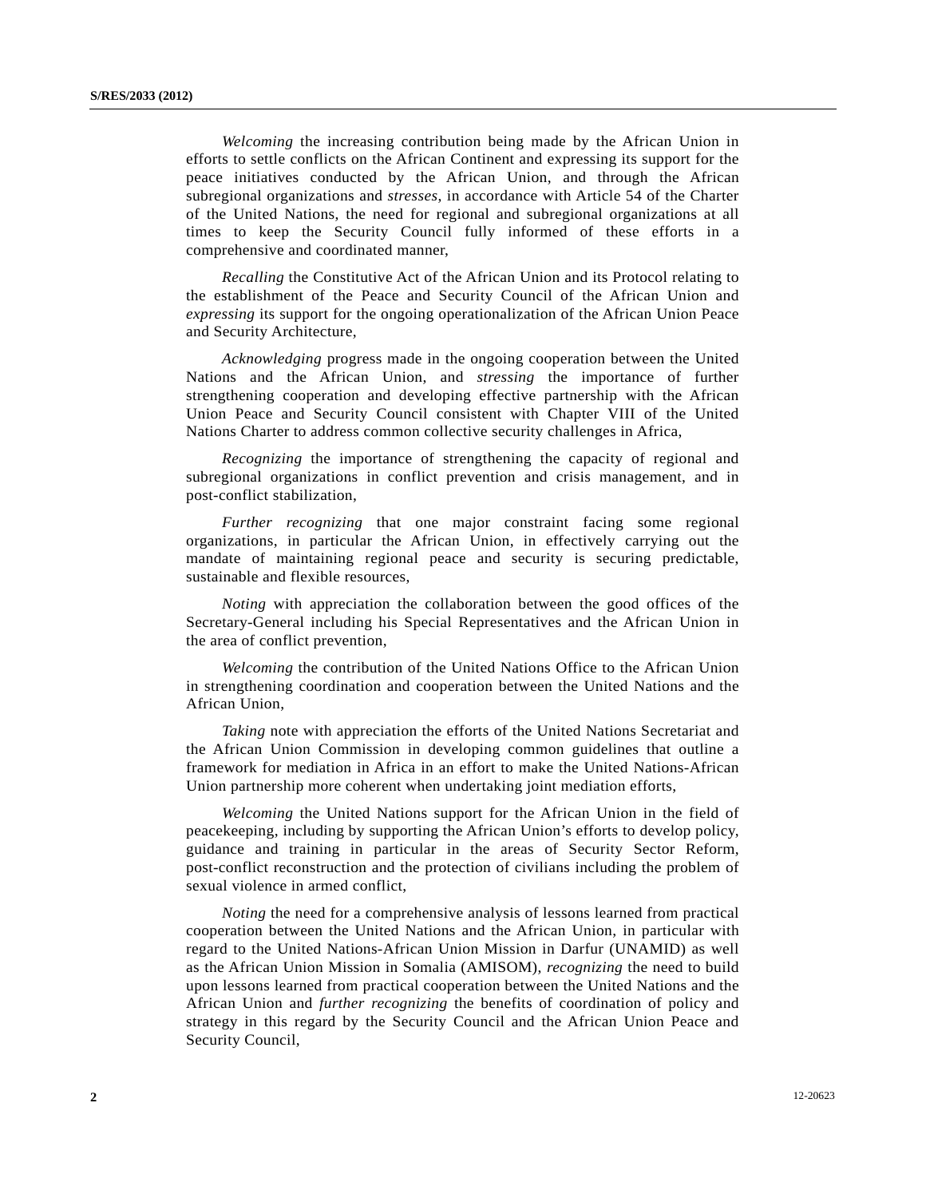*Welcoming* the increasing contribution being made by the African Union in efforts to settle conflicts on the African Continent and expressing its support for the peace initiatives conducted by the African Union, and through the African subregional organizations and *stresses*, in accordance with Article 54 of the Charter of the United Nations, the need for regional and subregional organizations at all times to keep the Security Council fully informed of these efforts in a comprehensive and coordinated manner,

*Recalling* the Constitutive Act of the African Union and its Protocol relating to the establishment of the Peace and Security Council of the African Union and *expressing* its support for the ongoing operationalization of the African Union Peace and Security Architecture,

*Acknowledging* progress made in the ongoing cooperation between the United Nations and the African Union, and *stressing* the importance of further strengthening cooperation and developing effective partnership with the African Union Peace and Security Council consistent with Chapter VIII of the United Nations Charter to address common collective security challenges in Africa,

*Recognizing* the importance of strengthening the capacity of regional and subregional organizations in conflict prevention and crisis management, and in post-conflict stabilization,

*Further recognizing* that one major constraint facing some regional organizations, in particular the African Union, in effectively carrying out the mandate of maintaining regional peace and security is securing predictable, sustainable and flexible resources,

*Noting* with appreciation the collaboration between the good offices of the Secretary-General including his Special Representatives and the African Union in the area of conflict prevention,

*Welcoming* the contribution of the United Nations Office to the African Union in strengthening coordination and cooperation between the United Nations and the African Union,

*Taking* note with appreciation the efforts of the United Nations Secretariat and the African Union Commission in developing common guidelines that outline a framework for mediation in Africa in an effort to make the United Nations-African Union partnership more coherent when undertaking joint mediation efforts,

*Welcoming* the United Nations support for the African Union in the field of peacekeeping, including by supporting the African Union's efforts to develop policy, guidance and training in particular in the areas of Security Sector Reform, post-conflict reconstruction and the protection of civilians including the problem of sexual violence in armed conflict,

*Noting* the need for a comprehensive analysis of lessons learned from practical cooperation between the United Nations and the African Union, in particular with regard to the United Nations-African Union Mission in Darfur (UNAMID) as well as the African Union Mission in Somalia (AMISOM), *recognizing* the need to build upon lessons learned from practical cooperation between the United Nations and the African Union and *further recognizing* the benefits of coordination of policy and strategy in this regard by the Security Council and the African Union Peace and Security Council,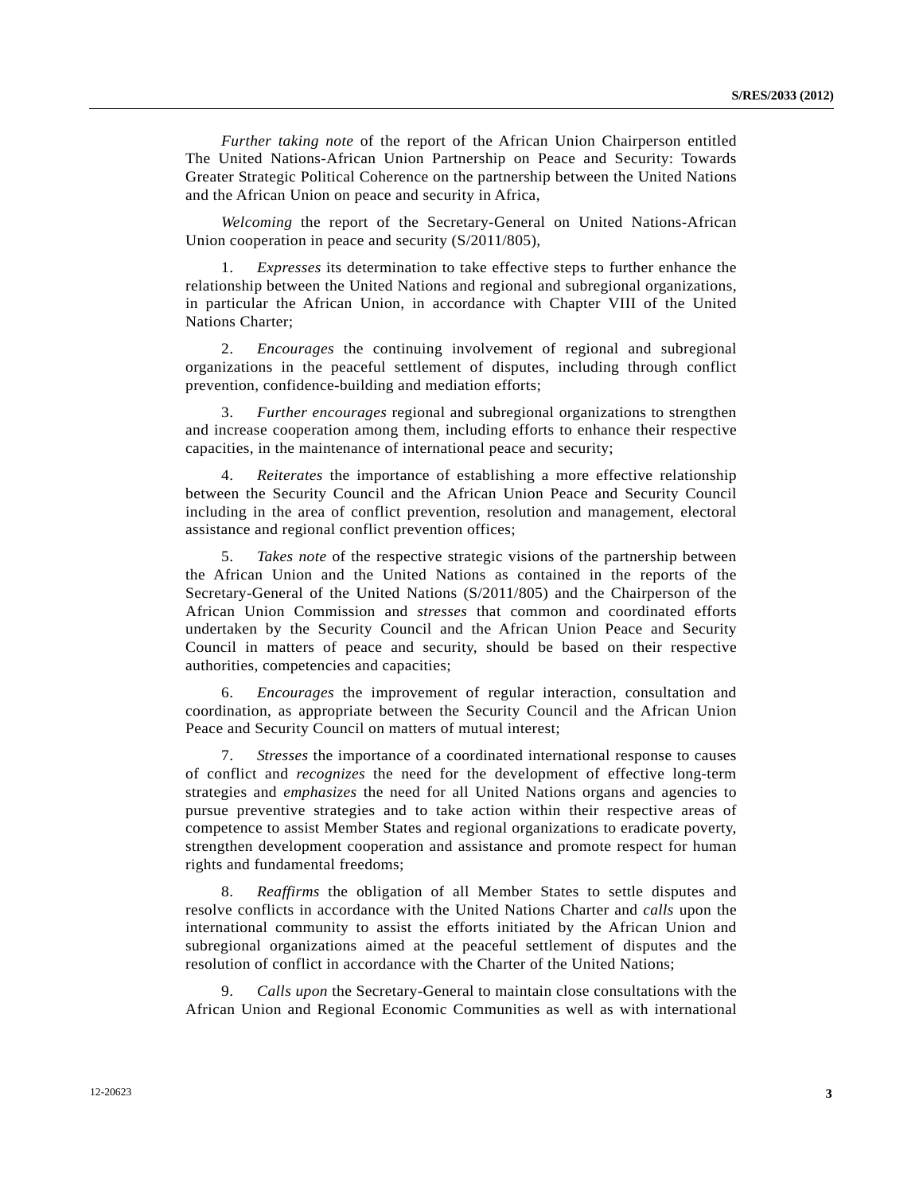*Further taking note* of the report of the African Union Chairperson entitled The United Nations-African Union Partnership on Peace and Security: Towards Greater Strategic Political Coherence on the partnership between the United Nations and the African Union on peace and security in Africa,

*Welcoming* the report of the Secretary-General on United Nations-African Union cooperation in peace and security (S/2011/805),

1. *Expresses* its determination to take effective steps to further enhance the relationship between the United Nations and regional and subregional organizations, in particular the African Union, in accordance with Chapter VIII of the United Nations Charter;

2. *Encourages* the continuing involvement of regional and subregional organizations in the peaceful settlement of disputes, including through conflict prevention, confidence-building and mediation efforts;

3. *Further encourages* regional and subregional organizations to strengthen and increase cooperation among them, including efforts to enhance their respective capacities, in the maintenance of international peace and security;

4. *Reiterates* the importance of establishing a more effective relationship between the Security Council and the African Union Peace and Security Council including in the area of conflict prevention, resolution and management, electoral assistance and regional conflict prevention offices;

5. *Takes note* of the respective strategic visions of the partnership between the African Union and the United Nations as contained in the reports of the Secretary-General of the United Nations (S/2011/805) and the Chairperson of the African Union Commission and *stresses* that common and coordinated efforts undertaken by the Security Council and the African Union Peace and Security Council in matters of peace and security, should be based on their respective authorities, competencies and capacities;

6. *Encourages* the improvement of regular interaction, consultation and coordination, as appropriate between the Security Council and the African Union Peace and Security Council on matters of mutual interest;

7. *Stresses* the importance of a coordinated international response to causes of conflict and *recognizes* the need for the development of effective long-term strategies and *emphasizes* the need for all United Nations organs and agencies to pursue preventive strategies and to take action within their respective areas of competence to assist Member States and regional organizations to eradicate poverty, strengthen development cooperation and assistance and promote respect for human rights and fundamental freedoms;

8. *Reaffirms* the obligation of all Member States to settle disputes and resolve conflicts in accordance with the United Nations Charter and *calls* upon the international community to assist the efforts initiated by the African Union and subregional organizations aimed at the peaceful settlement of disputes and the resolution of conflict in accordance with the Charter of the United Nations;

9. *Calls upon* the Secretary-General to maintain close consultations with the African Union and Regional Economic Communities as well as with international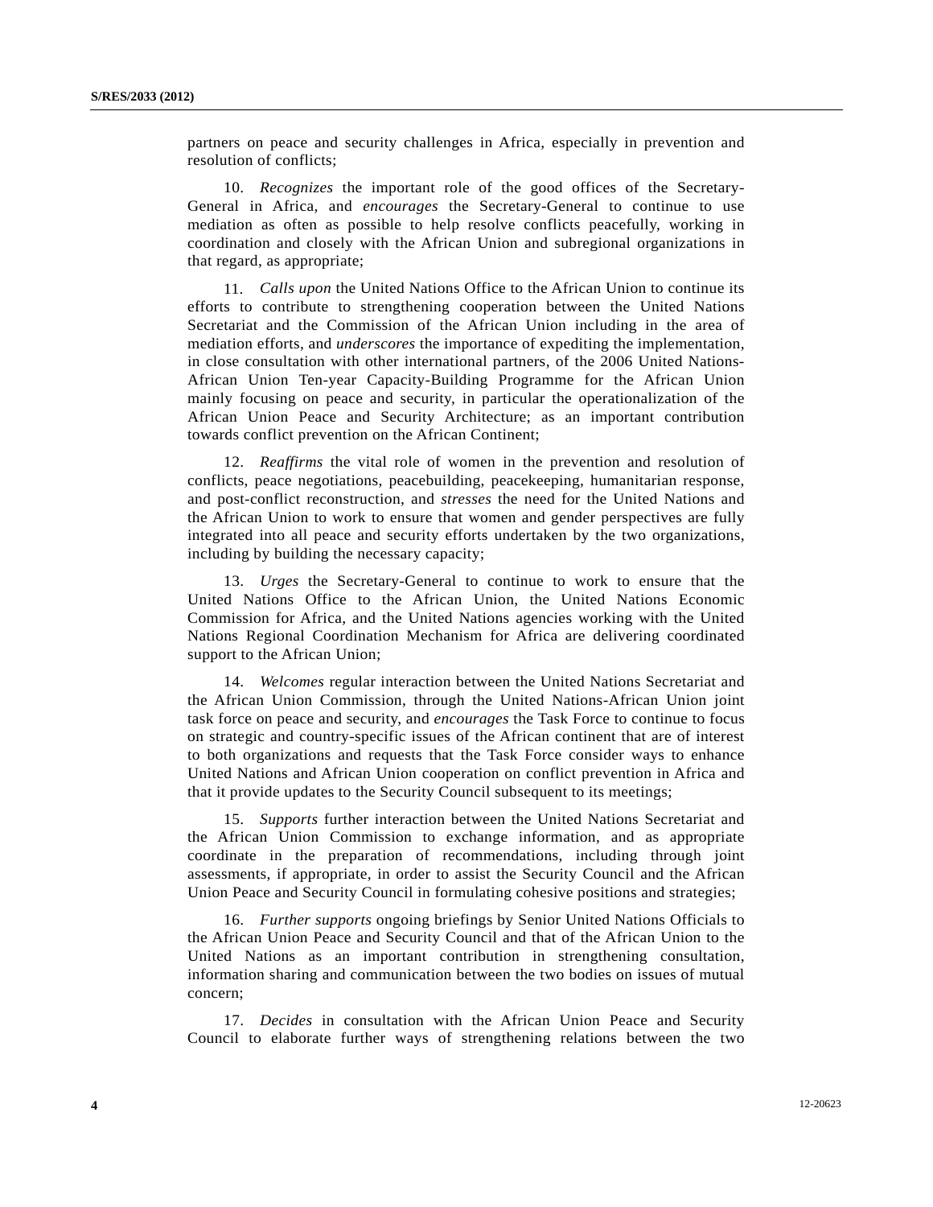partners on peace and security challenges in Africa, especially in prevention and resolution of conflicts;

10. *Recognizes* the important role of the good offices of the Secretary-General in Africa, and *encourages* the Secretary-General to continue to use mediation as often as possible to help resolve conflicts peacefully, working in coordination and closely with the African Union and subregional organizations in that regard, as appropriate;

11. *Calls upon* the United Nations Office to the African Union to continue its efforts to contribute to strengthening cooperation between the United Nations Secretariat and the Commission of the African Union including in the area of mediation efforts, and *underscores* the importance of expediting the implementation, in close consultation with other international partners, of the 2006 United Nations-African Union Ten-year Capacity-Building Programme for the African Union mainly focusing on peace and security, in particular the operationalization of the African Union Peace and Security Architecture; as an important contribution towards conflict prevention on the African Continent;

12. *Reaffirms* the vital role of women in the prevention and resolution of conflicts, peace negotiations, peacebuilding, peacekeeping, humanitarian response, and post-conflict reconstruction, and *stresses* the need for the United Nations and the African Union to work to ensure that women and gender perspectives are fully integrated into all peace and security efforts undertaken by the two organizations, including by building the necessary capacity;

13. *Urges* the Secretary-General to continue to work to ensure that the United Nations Office to the African Union, the United Nations Economic Commission for Africa, and the United Nations agencies working with the United Nations Regional Coordination Mechanism for Africa are delivering coordinated support to the African Union;

14. *Welcomes* regular interaction between the United Nations Secretariat and the African Union Commission, through the United Nations-African Union joint task force on peace and security, and *encourages* the Task Force to continue to focus on strategic and country-specific issues of the African continent that are of interest to both organizations and requests that the Task Force consider ways to enhance United Nations and African Union cooperation on conflict prevention in Africa and that it provide updates to the Security Council subsequent to its meetings;

15. *Supports* further interaction between the United Nations Secretariat and the African Union Commission to exchange information, and as appropriate coordinate in the preparation of recommendations, including through joint assessments, if appropriate, in order to assist the Security Council and the African Union Peace and Security Council in formulating cohesive positions and strategies;

16. *Further supports* ongoing briefings by Senior United Nations Officials to the African Union Peace and Security Council and that of the African Union to the United Nations as an important contribution in strengthening consultation, information sharing and communication between the two bodies on issues of mutual concern;

17. *Decides* in consultation with the African Union Peace and Security Council to elaborate further ways of strengthening relations between the two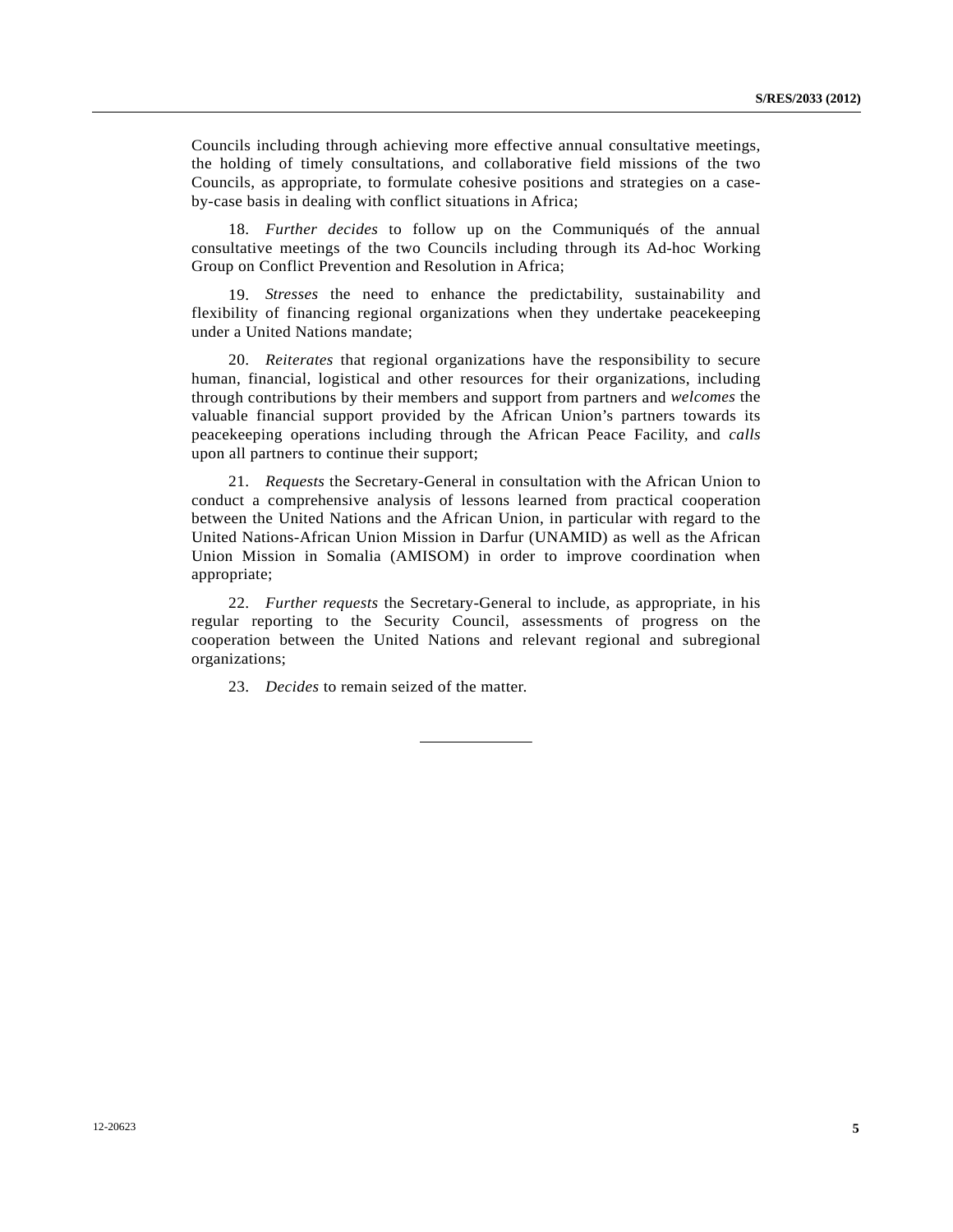Councils including through achieving more effective annual consultative meetings, the holding of timely consultations, and collaborative field missions of the two Councils, as appropriate, to formulate cohesive positions and strategies on a case-by-case basis in dealing with conflict situations in Africa;

18. *Further decides* to follow up on the Communiqués of the annual consultative meetings of the two Councils including through its Ad-hoc Working Group on Conflict Prevention and Resolution in Africa;

19. *Stresses* the need to enhance the predictability, sustainability and flexibility of financing regional organizations when they undertake peacekeeping under a United Nations mandate;

20. *Reiterates* that regional organizations have the responsibility to secure human, financial, logistical and other resources for their organizations, including through contributions by their members and support from partners and *welcomes* the valuable financial support provided by the African Union's partners towards its peacekeeping operations including through the African Peace Facility, and *calls* upon all partners to continue their support;

21. *Requests* the Secretary-General in consultation with the African Union to conduct a comprehensive analysis of lessons learned from practical cooperation between the United Nations and the African Union, in particular with regard to the United Nations-African Union Mission in Darfur (UNAMID) as well as the African Union Mission in Somalia (AMISOM) in order to improve coordination when appropriate;

22. *Further requests* the Secretary-General to include, as appropriate, in his regular reporting to the Security Council, assessments of progress on the cooperation between the United Nations and relevant regional and subregional organizations;

23. *Decides* to remain seized of the matter.